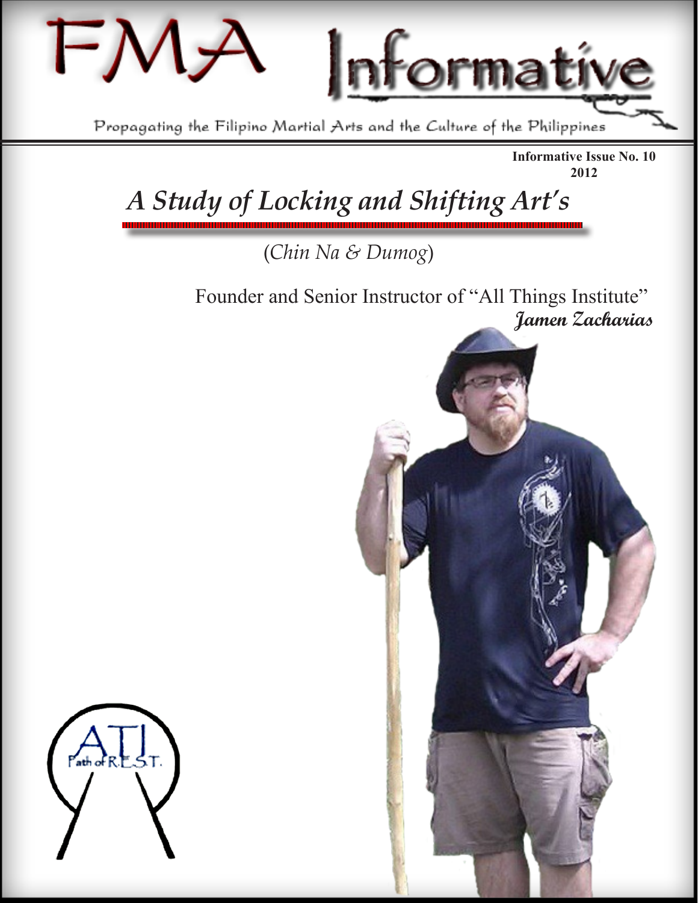# FMA Informative

Propagating the Filipino Martial Arts and the Culture of the Philippines

**Informative Issue No. 10**
**2012**

## *A Study of Locking and Shifting Art's*

(*Chin Na & Dumog*)

Founder and Senior Instructor of "All Things Institute"
***Jamen Zacharias***

ATI
Path of R.E.S.T.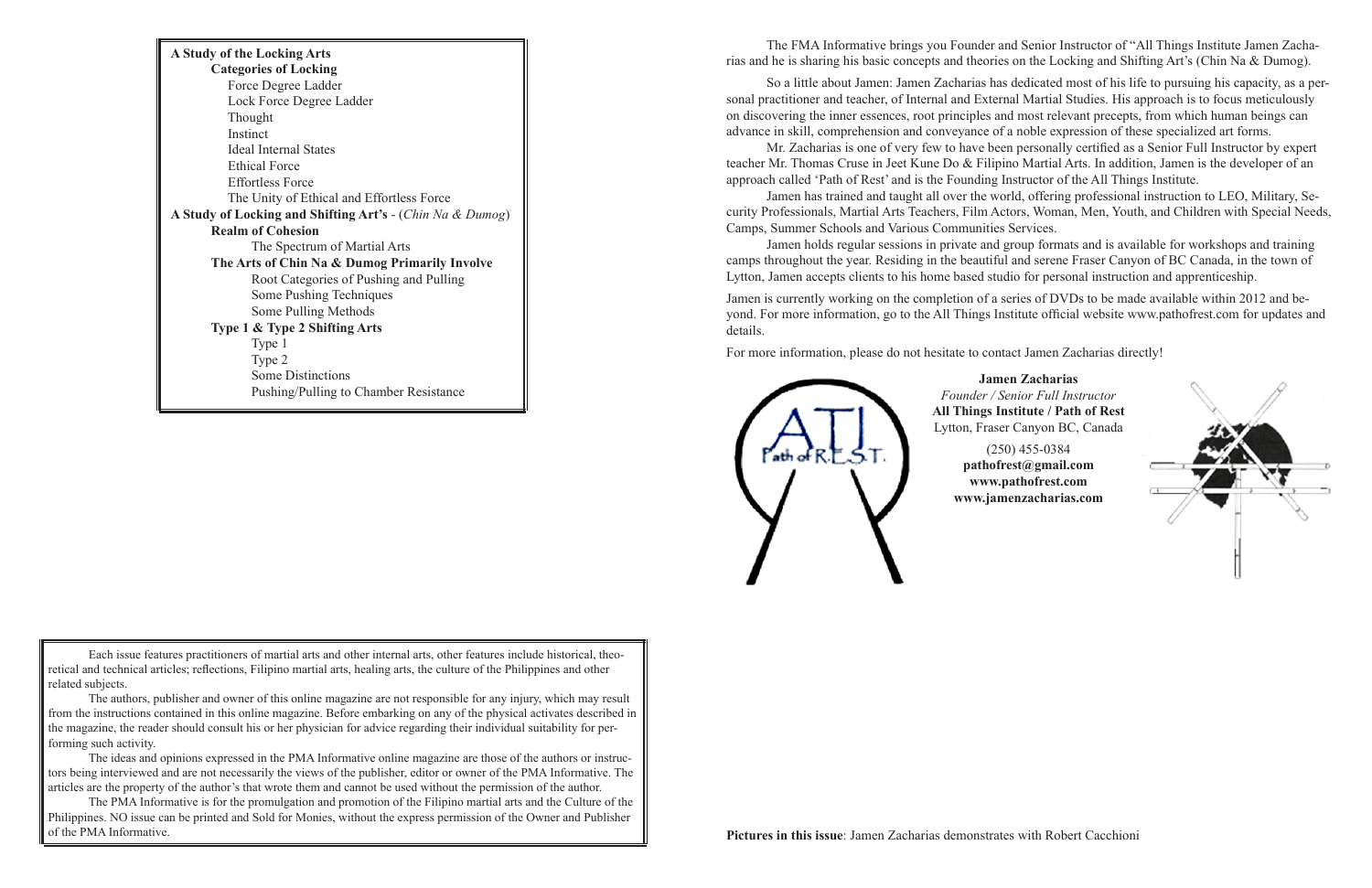**A Study of the Locking Arts**

**Categories of Locking**

- Force Degree Ladder
- Lock Force Degree Ladder
- Thought
- Instinct
- Ideal Internal States
- Ethical Force
- Effortless Force
- The Unity of Ethical and Effortless Force

**A Study of Locking and Shifting Art's** - (*Chin Na & Dumog*)

**Realm of Cohesion**

- The Spectrum of Martial Arts

**The Arts of Chin Na & Dumog Primarily Involve**

- Root Categories of Pushing and Pulling
- Some Pushing Techniques
- Some Pulling Methods

**Type 1 & Type 2 Shifting Arts**

- Type 1
- Type 2
- Some Distinctions
- Pushing/Pulling to Chamber Resistance

Each issue features practitioners of martial arts and other internal arts, other features include historical, theoretical and technical articles; reflections, Filipino martial arts, healing arts, the culture of the Philippines and other related subjects.

The authors, publisher and owner of this online magazine are not responsible for any injury, which may result from the instructions contained in this online magazine. Before embarking on any of the physical activates described in the magazine, the reader should consult his or her physician for advice regarding their individual suitability for performing such activity.

The ideas and opinions expressed in the PMA Informative online magazine are those of the authors or instructors being interviewed and are not necessarily the views of the publisher, editor or owner of the PMA Informative. The articles are the property of the author's that wrote them and cannot be used without the permission of the author.

The PMA Informative is for the promulgation and promotion of the Filipino martial arts and the Culture of the Philippines. NO issue can be printed and Sold for Monies, without the express permission of the Owner and Publisher of the PMA Informative.

The FMA Informative brings you Founder and Senior Instructor of "All Things Institute Jamen Zacharias and he is sharing his basic concepts and theories on the Locking and Shifting Art's (Chin Na & Dumog).

So a little about Jamen: Jamen Zacharias has dedicated most of his life to pursuing his capacity, as a personal practitioner and teacher, of Internal and External Martial Studies. His approach is to focus meticulously on discovering the inner essences, root principles and most relevant precepts, from which human beings can advance in skill, comprehension and conveyance of a noble expression of these specialized art forms.

Mr. Zacharias is one of very few to have been personally certified as a Senior Full Instructor by expert teacher Mr. Thomas Cruse in Jeet Kune Do & Filipino Martial Arts. In addition, Jamen is the developer of an approach called 'Path of Rest' and is the Founding Instructor of the All Things Institute.

Jamen has trained and taught all over the world, offering professional instruction to LEO, Military, Security Professionals, Martial Arts Teachers, Film Actors, Woman, Men, Youth, and Children with Special Needs, Camps, Summer Schools and Various Communities Services.

Jamen holds regular sessions in private and group formats and is available for workshops and training camps throughout the year. Residing in the beautiful and serene Fraser Canyon of BC Canada, in the town of Lytton, Jamen accepts clients to his home based studio for personal instruction and apprenticeship.

Jamen is currently working on the completion of a series of DVDs to be made available within 2012 and beyond. For more information, go to the All Things Institute official website www.pathofrest.com for updates and details.

For more information, please do not hesitate to contact Jamen Zacharias directly!

**Jamen Zacharias**
*Founder / Senior Full Instructor*
**All Things Institute / Path of Rest**
Lytton, Fraser Canyon BC, Canada

(250) 455-0384
**pathofrest@gmail.com**
**www.pathofrest.com**
**www.jamenzacharias.com**

**Pictures in this issue**: Jamen Zacharias demonstrates with Robert Cacchioni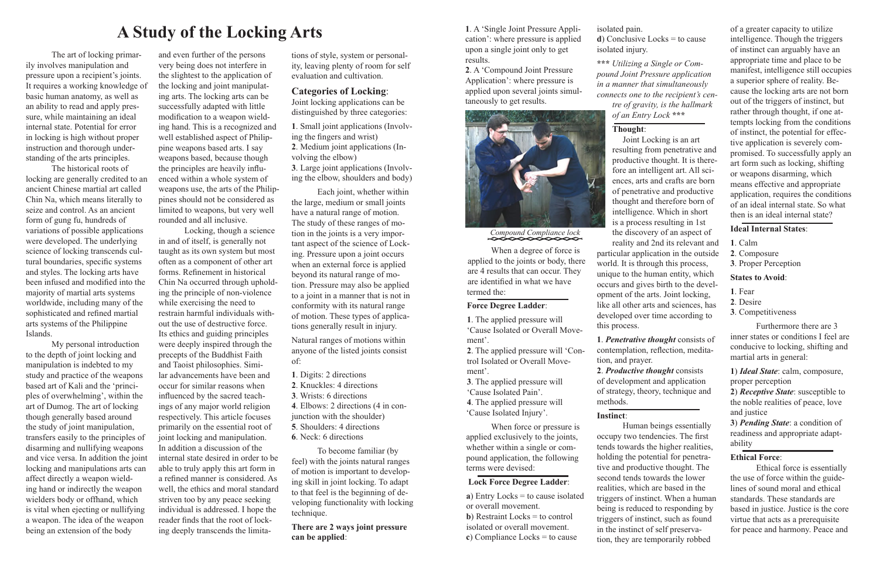# A Study of the Locking Arts

The art of locking primarily involves manipulation and pressure upon a recipient's joints. It requires a working knowledge of basic human anatomy, as well as an ability to read and apply pressure, while maintaining an ideal internal state. Potential for error in locking is high without proper instruction and thorough understanding of the arts principles.

The historical roots of locking are generally credited to an ancient Chinese martial art called Chin Na, which means literally to seize and control. As an ancient form of gung fu, hundreds of variations of possible applications were developed. The underlying science of locking transcends cultural boundaries, specific systems and styles. The locking arts have been infused and modified into the majority of martial arts systems worldwide, including many of the sophisticated and refined martial arts systems of the Philippine Islands.

My personal introduction to the depth of joint locking and manipulation is indebted to my study and practice of the weapons based art of Kali and the 'principles of overwhelming', within the art of Dumog. The art of locking though generally based around the study of joint manipulation, transfers easily to the principles of disarming and nullifying weapons and vice versa. In addition the joint locking and manipulations arts can affect directly a weapon wielding hand or indirectly the weapon wielders body or offhand, which is vital when ejecting or nullifying a weapon. The idea of the weapon being an extension of the body and even further of the persons very being does not interfere in the slightest to the application of the locking and joint manipulating arts. The locking arts can be successfully adapted with little modification to a weapon wielding hand. This is a recognized and well established aspect of Philippine weapons based arts. I say weapons based, because though the principles are heavily influenced within a whole system of weapons use, the arts of the Philippines should not be considered as limited to weapons, but very well rounded and all inclusive.

Locking, though a science in and of itself, is generally not taught as its own system but most often as a component of other art forms. Refinement in historical Chin Na occurred through upholding the principle of non-violence while exercising the need to restrain harmful individuals without the use of destructive force. Its ethics and guiding principles were deeply inspired through the precepts of the Buddhist Faith and Taoist philosophies. Similar advancements have been and occur for similar reasons when influenced by the sacred teachings of any major world religion respectively. This article focuses primarily on the essential root of joint locking and manipulation. In addition a discussion of the internal state desired in order to be able to truly apply this art form in a refined manner is considered. As well, the ethics and moral standard striven too by any peace seeking individual is addressed. I hope the reader finds that the root of locking deeply transcends the limitations of style, system or personality, leaving plenty of room for self evaluation and cultivation.

## Categories of Locking:

Joint locking applications can be distinguished by three categories:

**1**. Small joint applications (Involving the fingers and wrist)
**2**. Medium joint applications (Involving the elbow)
**3**. Large joint applications (Involving the elbow, shoulders and body)

Each joint, whether within the large, medium or small joints have a natural range of motion. The study of these ranges of motion in the joints is a very important aspect of the science of Locking. Pressure upon a joint occurs when an external force is applied beyond its natural range of motion. Pressure may also be applied to a joint in a manner that is not in conformity with its natural range of motion. These types of applications generally result in injury.

Natural ranges of motions within anyone of the listed joints consist of:

**1**. Digits: 2 directions
**2**. Knuckles: 4 directions
**3**. Wrists: 6 directions
**4**. Elbows: 2 directions (4 in conjunction with the shoulder)
**5**. Shoulders: 4 directions
**6**. Neck: 6 directions

To become familiar (by feel) with the joints natural ranges of motion is important to developing skill in joint locking. To adapt to that feel is the beginning of developing functionality with locking technique.

**There are 2 ways joint pressure can be applied**:

**1**. A 'Single Joint Pressure Application': where pressure is applied upon a single joint only to get results.
**2**. A 'Compound Joint Pressure Application': where pressure is applied upon several joints simultaneously to get results.

*Compound Compliance lock*

When a degree of force is applied to the joints or body, there are 4 results that can occur. They are identified in what we have termed the:

**Force Degree Ladder**:

**1**. The applied pressure will 'Cause Isolated or Overall Movement'.
**2**. The applied pressure will 'Control Isolated or Overall Movement'.
**3**. The applied pressure will 'Cause Isolated Pain'.
**4**. The applied pressure will 'Cause Isolated Injury'.

When force or pressure is applied exclusively to the joints, whether within a single or compound application, the following terms were devised:

**Lock Force Degree Ladder**:

**a**) Entry Locks = to cause isolated or overall movement.
**b**) Restraint Locks = to control isolated or overall movement.
**c**) Compliance Locks = to cause isolated pain.
**d**) Conclusive Locks = to cause isolated injury.

***\*\*\* Utilizing a Single or Compound Joint Pressure application in a manner that simultaneously connects one to the recipient's centre of gravity, is the hallmark of an Entry Lock \*\*\****

**Thought**:

Joint Locking is an art resulting from penetrative and productive thought. It is therefore an intelligent art. All sciences, arts and crafts are born of penetrative and productive thought and therefore born of intelligence. Which in short is a process resulting in 1st the discovery of an aspect of reality and 2nd its relevant and particular application in the outside world. It is through this process, unique to the human entity, which occurs and gives birth to the development of the arts. Joint locking, like all other arts and sciences, has developed over time according to this process.

**1**. ***Penetrative thought*** consists of contemplation, reflection, meditation, and prayer.
**2**. ***Productive thought*** consists of development and application of strategy, theory, technique and methods.

**Instinct**:

Human beings essentially occupy two tendencies. The first tends towards the higher realities, holding the potential for penetrative and productive thought. The second tends towards the lower realities, which are based in the triggers of instinct. When a human being is reduced to responding by triggers of instinct, such as found in the instinct of self preservation, they are temporarily robbed of a greater capacity to utilize intelligence. Though the triggers of instinct can arguably have an appropriate time and place to be manifest, intelligence still occupies a superior sphere of reality. Because the locking arts are not born out of the triggers of instinct, but rather through thought, if one attempts locking from the conditions of instinct, the potential for effective application is severely compromised. To successfully apply an art form such as locking, shifting or weapons disarming, which means effective and appropriate application, requires the conditions of an ideal internal state. So what then is an ideal internal state?

**Ideal Internal States**:

**1**. Calm
**2**. Composure
**3**. Proper Perception

**States to Avoid**:

**1**. Fear
**2**. Desire
**3**. Competitiveness

Furthermore there are 3 inner states or conditions I feel are conducive to locking, shifting and martial arts in general:

**1**) ***Ideal State***: calm, composure, proper perception
**2**) ***Receptive State***: susceptible to the noble realities of peace, love and justice
**3**) ***Pending State***: a condition of readiness and appropriate adaptability

**Ethical Force**:

Ethical force is essentially the use of force within the guidelines of sound moral and ethical standards. These standards are based in justice. Justice is the core virtue that acts as a prerequisite for peace and harmony. Peace and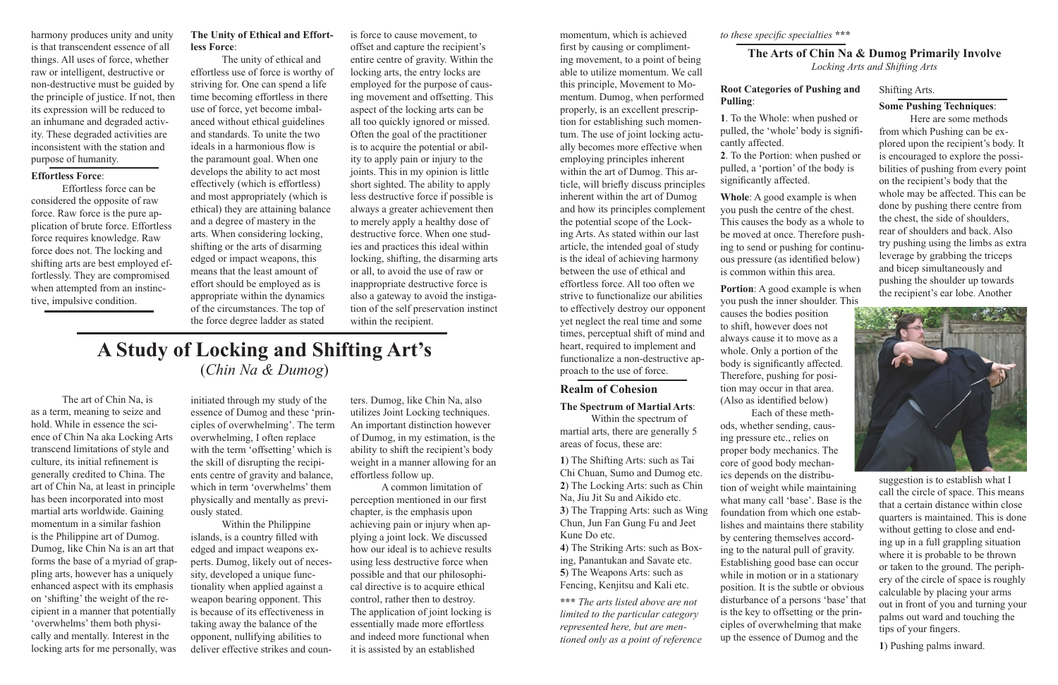harmony produces unity and unity is that transcendent essence of all things. All uses of force, whether raw or intelligent, destructive or non-destructive must be guided by the principle of justice. If not, then its expression will be reduced to an inhumane and degraded activity. These degraded activities are inconsistent with the station and purpose of humanity.

**Effortless Force**:

Effortless force can be considered the opposite of raw force. Raw force is the pure application of brute force. Effortless force requires knowledge. Raw force does not. The locking and shifting arts are best employed effortlessly. They are compromised when attempted from an instinctive, impulsive condition.

**The Unity of Ethical and Effortless Force**:

The unity of ethical and effortless use of force is worthy of striving for. One can spend a life time becoming effortless in there use of force, yet become imbalanced without ethical guidelines and standards. To unite the two ideals in a harmonious flow is the paramount goal. When one develops the ability to act most effectively (which is effortless) and most appropriately (which is ethical) they are attaining balance and a degree of mastery in the arts. When considering locking, shifting or the arts of disarming edged or impact weapons, this means that the least amount of effort should be employed as is appropriate within the dynamics of the circumstances. The top of the force degree ladder as stated is force to cause movement, to offset and capture the recipient's entire centre of gravity. Within the locking arts, the entry locks are employed for the purpose of causing movement and offsetting. This aspect of the locking arts can be all too quickly ignored or missed. Often the goal of the practitioner is to acquire the potential or ability to apply pain or injury to the joints. This in my opinion is little short sighted. The ability to apply less destructive force if possible is always a greater achievement then to merely apply a healthy dose of destructive force. When one studies and practices this ideal within locking, shifting, the disarming arts or all, to avoid the use of raw or inappropriate destructive force is also a gateway to avoid the instigation of the self preservation instinct within the recipient.

# A Study of Locking and Shifting Art's

(*Chin Na & Dumog*)

The art of Chin Na, is as a term, meaning to seize and hold. While in essence the science of Chin Na aka Locking Arts transcend limitations of style and culture, its initial refinement is generally credited to China. The art of Chin Na, at least in principle has been incorporated into most martial arts worldwide. Gaining momentum in a similar fashion is the Philippine art of Dumog. Dumog, like Chin Na is an art that forms the base of a myriad of grappling arts, however has a uniquely enhanced aspect with its emphasis on 'shifting' the weight of the recipient in a manner that potentially 'overwhelms' them both physically and mentally. Interest in the locking arts for me personally, was initiated through my study of the essence of Dumog and these 'principles of overwhelming'. The term overwhelming, I often replace with the term 'offsetting' which is the skill of disrupting the recipients centre of gravity and balance, which in term 'overwhelms' them physically and mentally as previously stated.

Within the Philippine islands, is a country filled with edged and impact weapons experts. Dumog, likely out of necessity, developed a unique functionality when applied against a weapon bearing opponent. This is because of its effectiveness in taking away the balance of the opponent, nullifying abilities to deliver effective strikes and counters. Dumog, like Chin Na, also utilizes Joint Locking techniques. An important distinction however of Dumog, in my estimation, is the ability to shift the recipient's body weight in a manner allowing for an effortless follow up.

A common limitation of perception mentioned in our first chapter, is the emphasis upon achieving pain or injury when applying a joint lock. We discussed how our ideal is to achieve results using less destructive force when possible and that our philosophical directive is to acquire ethical control, rather then to destroy. The application of joint locking is essentially made more effortless and indeed more functional when it is assisted by an established momentum, which is achieved first by causing or complimenting movement, to a point of being able to utilize momentum. We call this principle, Movement to Momentum. Dumog, when performed properly, is an excellent prescription for establishing such momentum. The use of joint locking actually becomes more effective when employing principles inherent within the art of Dumog. This article, will briefly discuss principles inherent within the art of Dumog and how its principles complement the potential scope of the Locking Arts. As stated within our last article, the intended goal of study is the ideal of achieving harmony between the use of ethical and effortless force. All too often we strive to functionalize our abilities to effectively destroy our opponent yet neglect the real time and some times, perceptual shift of mind and heart, required to implement and functionalize a non-destructive approach to the use of force.

## Realm of Cohesion

**The Spectrum of Martial Arts**:

Within the spectrum of martial arts, there are generally 5 areas of focus, these are:

**1**) The Shifting Arts: such as Tai Chi Chuan, Sumo and Dumog etc.
**2**) The Locking Arts: such as Chin Na, Jiu Jit Su and Aikido etc.
**3**) The Trapping Arts: such as Wing Chun, Jun Fan Gung Fu and Jeet Kune Do etc.
**4**) The Striking Arts: such as Boxing, Panantukan and Savate etc.
**5**) The Weapons Arts: such as Fencing, Kenjitsu and Kali etc.

***\*\*\* The arts listed above are not limited to the particular category represented here, but are mentioned only as a point of reference to these specific specialties \*\*\****

### The Arts of Chin Na & Dumog Primarily Involve

*Locking Arts and Shifting Arts*

**Root Categories of Pushing and Pulling**:

**1**. To the Whole: when pushed or pulled, the 'whole' body is significantly affected.
**2**. To the Portion: when pushed or pulled, a 'portion' of the body is significantly affected.

**Whole**: A good example is when you push the centre of the chest. This causes the body as a whole to be moved at once. Therefore pushing to send or pushing for continuous pressure (as identified below) is common within this area.

**Portion**: A good example is when you push the inner shoulder. This causes the bodies position to shift, however does not always cause it to move as a whole. Only a portion of the body is significantly affected. Therefore, pushing for position may occur in that area. (Also as identified below)

Each of these methods, whether sending, causing pressure etc., relies on proper body mechanics. The core of good body mechanics depends on the distribution of weight while maintaining what many call 'base'. Base is the foundation from which one establishes and maintains there stability by centering themselves according to the natural pull of gravity. Establishing good base can occur while in motion or in a stationary position. It is the subtle or obvious disturbance of a persons 'base' that is the key to offsetting or the principles of overwhelming that make up the essence of Dumog and the Shifting Arts.

**Some Pushing Techniques**:

Here are some methods from which Pushing can be explored upon the recipient's body. It is encouraged to explore the possibilities of pushing from every point on the recipient's body that the whole may be affected. This can be done by pushing there centre from the chest, the side of shoulders, rear of shoulders and back. Also try pushing using the limbs as extra leverage by grabbing the triceps and bicep simultaneously and pushing the shoulder up towards the recipient's ear lobe. Another suggestion is to establish what I call the circle of space. This means that a certain distance within close quarters is maintained. This is done without getting to close and ending up in a full grappling situation where it is probable to be thrown or taken to the ground. The periphery of the circle of space is roughly calculable by placing your arms out in front of you and turning your palms out ward and touching the tips of your fingers.

**1**) Pushing palms inward.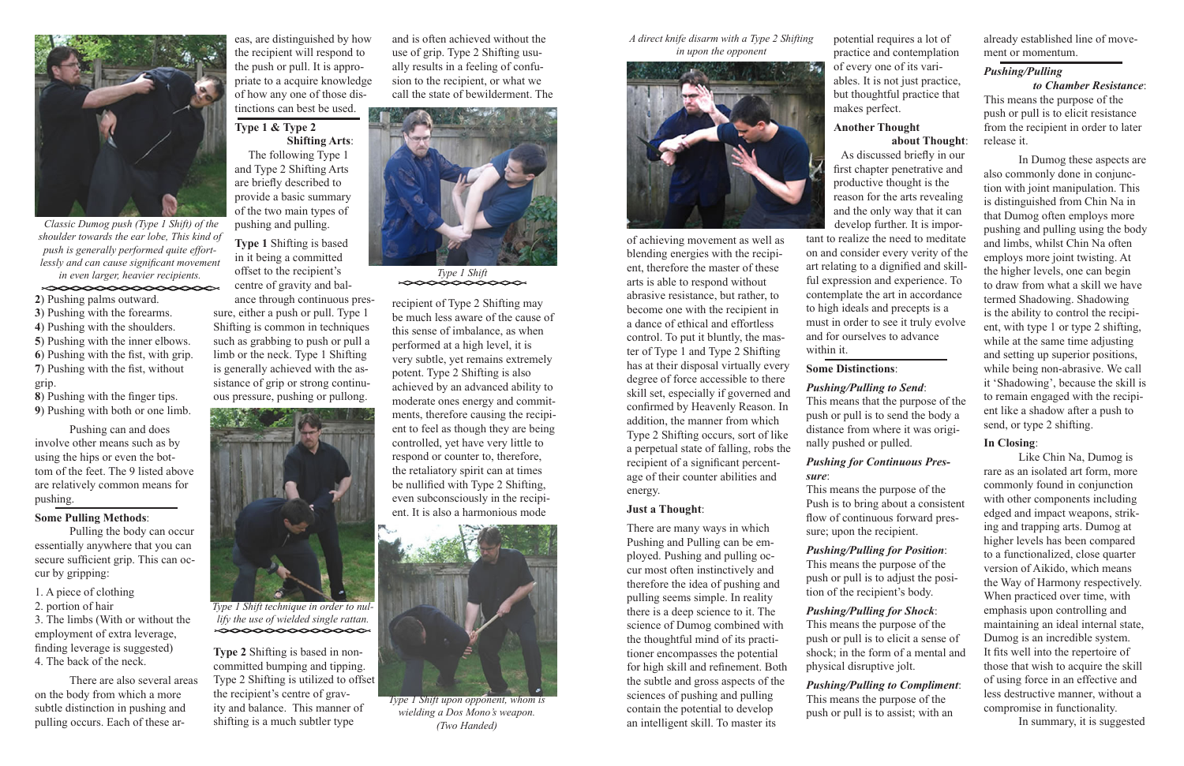*Classic Dumog push (Type 1 Shift) of the shoulder towards the ear lobe, This kind of push is generally performed quite effortlessly and can cause significant movement in even larger, heavier recipients.*

**2**) Pushing palms outward.
**3**) Pushing with the forearms.
**4**) Pushing with the shoulders.
**5**) Pushing with the inner elbows.
**6**) Pushing with the fist, with grip.
**7**) Pushing with the fist, without grip.
**8**) Pushing with the finger tips.
**9**) Pushing with both or one limb.

Pushing can and does involve other means such as by using the hips or even the bottom of the feet. The 9 listed above are relatively common means for pushing.

**Some Pulling Methods**:

Pulling the body can occur essentially anywhere that you can secure sufficient grip. This can occur by gripping:

1. A piece of clothing
2. portion of hair
3. The limbs (With or without the employment of extra leverage, finding leverage is suggested)
4. The back of the neck.

There are also several areas on the body from which a more subtle distinction in pushing and pulling occurs. Each of these areas, are distinguished by how the recipient will respond to the push or pull. It is appropriate to a acquire knowledge of how any one of those distinctions can best be used.

**Type 1 & Type 2 Shifting Arts**:

The following Type 1 and Type 2 Shifting Arts are briefly described to provide a basic summary of the two main types of pushing and pulling.

**Type 1** Shifting is based in it being a committed offset to the recipient's centre of gravity and balance through continuous pressure, either a push or pull. Type 1 Shifting is common in techniques such as grabbing to push or pull a limb or the neck. Type 1 Shifting is generally achieved with the assistance of grip or strong continuous pressure, pushing or pullong.

*Type 1 Shift technique in order to nullify the use of wielded single rattan.*

**Type 2** Shifting is based in non-committed bumping and tipping. Type 2 Shifting is utilized to offset the recipient's centre of gravity and balance. This manner of shifting is a much subtler type and is often achieved without the use of grip. Type 2 Shifting usually results in a feeling of confusion to the recipient, or what we call the state of bewilderment. The recipient of Type 2 Shifting may be much less aware of the cause of this sense of imbalance, as when performed at a high level, it is very subtle, yet remains extremely potent. Type 2 Shifting is also achieved by an advanced ability to moderate ones energy and commitments, therefore causing the recipient to feel as though they are being controlled, yet have very little to respond or counter to, therefore, the retaliatory spirit can at times be nullified with Type 2 Shifting, even subconsciously in the recipient. It is also a harmonious mode of achieving movement as well as blending energies with the recipient, therefore the master of these arts is able to respond without abrasive resistance, but rather, to become one with the recipient in a dance of ethical and effortless control. To put it bluntly, the master of Type 1 and Type 2 Shifting has at their disposal virtually every degree of force accessible to there skill set, especially if governed and confirmed by Heavenly Reason. In addition, the manner from which Type 2 Shifting occurs, sort of like a perpetual state of falling, robs the recipient of a significant percentage of their counter abilities and energy.

*Type 1 Shift*

*Type 1 Shift upon opponent, whom is wielding a Dos Mono's weapon. (Two Handed)*

*A direct knife disarm with a Type 2 Shifting in upon the opponent*

**Just a Thought**:

There are many ways in which Pushing and Pulling can be employed. Pushing and pulling occur most often instinctively and therefore the idea of pushing and pulling seems simple. In reality there is a deep science to it. The science of Dumog combined with the thoughtful mind of its practitioner encompasses the potential for high skill and refinement. Both the subtle and gross aspects of the sciences of pushing and pulling contain the potential to develop an intelligent skill. To master its potential requires a lot of practice and contemplation of every one of its variables. It is not just practice, but thoughtful practice that makes perfect.

**Another Thought about Thought**:

As discussed briefly in our first chapter penetrative and productive thought is the reason for the arts revealing and the only way that it can develop further. It is important to realize the need to meditate on and consider every verity of the art relating to a dignified and skillful expression and experience. To contemplate the art in accordance to high ideals and precepts is a must in order to see it truly evolve and for ourselves to advance within it.

**Some Distinctions**:

***Pushing/Pulling to Send***:
This means that the purpose of the push or pull is to send the body a distance from where it was originally pushed or pulled.

***Pushing for Continuous Pressure***:
This means the purpose of the Push is to bring about a consistent flow of continuous forward pressure; upon the recipient.

***Pushing/Pulling for Position***:
This means the purpose of the push or pull is to adjust the position of the recipient's body.

***Pushing/Pulling for Shock***:
This means the purpose of the push or pull is to elicit a sense of shock; in the form of a mental and physical disruptive jolt.

***Pushing/Pulling to Compliment***:
This means the purpose of the push or pull is to assist; with an already established line of movement or momentum.

***Pushing/Pulling to Chamber Resistance***:
This means the purpose of the push or pull is to elicit resistance from the recipient in order to later release it.

In Dumog these aspects are also commonly done in conjunction with joint manipulation. This is distinguished from Chin Na in that Dumog often employs more pushing and pulling using the body and limbs, whilst Chin Na often employs more joint twisting. At the higher levels, one can begin to draw from what a skill we have termed Shadowing. Shadowing is the ability to control the recipient, with type 1 or type 2 shifting, while at the same time adjusting and setting up superior positions, while being non-abrasive. We call it 'Shadowing', because the skill is to remain engaged with the recipient like a shadow after a push to send, or type 2 shifting.

**In Closing**:

Like Chin Na, Dumog is rare as an isolated art form, more commonly found in conjunction with other components including edged and impact weapons, striking and trapping arts. Dumog at higher levels has been compared to a functionalized, close quarter version of Aikido, which means the Way of Harmony respectively. When practiced over time, with emphasis upon controlling and maintaining an ideal internal state, Dumog is an incredible system. It fits well into the repertoire of those that wish to acquire the skill of using force in an effective and less destructive manner, without a compromise in functionality.

In summary, it is suggested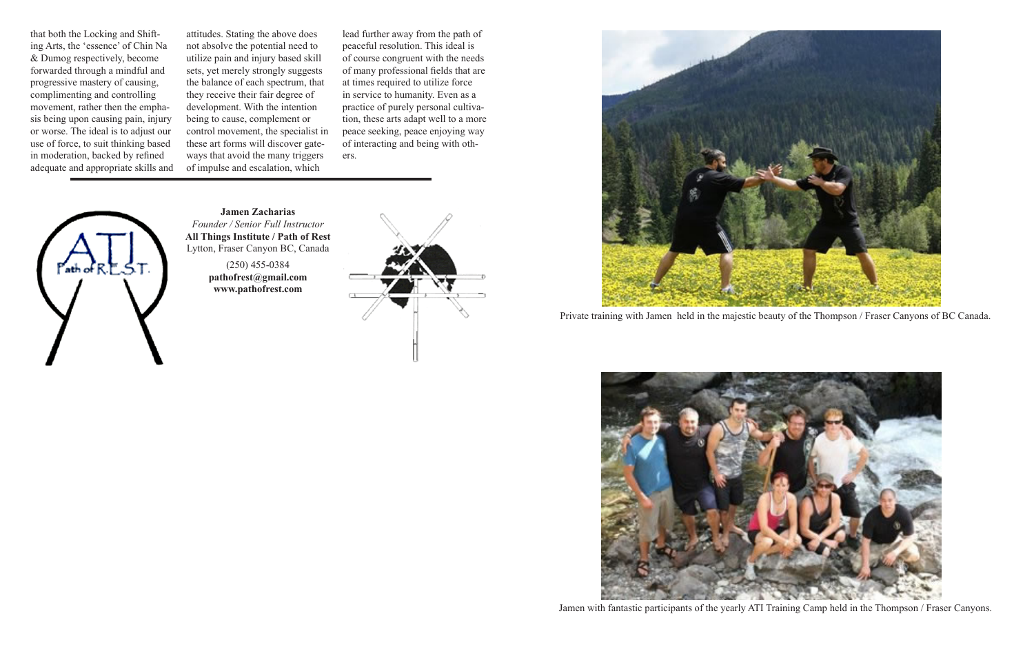that both the Locking and Shifting Arts, the 'essence' of Chin Na & Dumog respectively, become forwarded through a mindful and progressive mastery of causing, complimenting and controlling movement, rather then the emphasis being upon causing pain, injury or worse. The ideal is to adjust our use of force, to suit thinking based in moderation, backed by refined adequate and appropriate skills and attitudes. Stating the above does not absolve the potential need to utilize pain and injury based skill sets, yet merely strongly suggests the balance of each spectrum, that they receive their fair degree of development. With the intention being to cause, complement or control movement, the specialist in these art forms will discover gateways that avoid the many triggers of impulse and escalation, which lead further away from the path of peaceful resolution. This ideal is of course congruent with the needs of many professional fields that are at times required to utilize force in service to humanity. Even as a practice of purely personal cultivation, these arts adapt well to a more peace seeking, peace enjoying way of interacting and being with others.

**Jamen Zacharias**
*Founder / Senior Full Instructor*
**All Things Institute / Path of Rest**
Lytton, Fraser Canyon BC, Canada
(250) 455-0384
**pathofrest@gmail.com**
**www.pathofrest.com**

Private training with Jamen held in the majestic beauty of the Thompson / Fraser Canyons of BC Canada.

Jamen with fantastic participants of the yearly ATI Training Camp held in the Thompson / Fraser Canyons.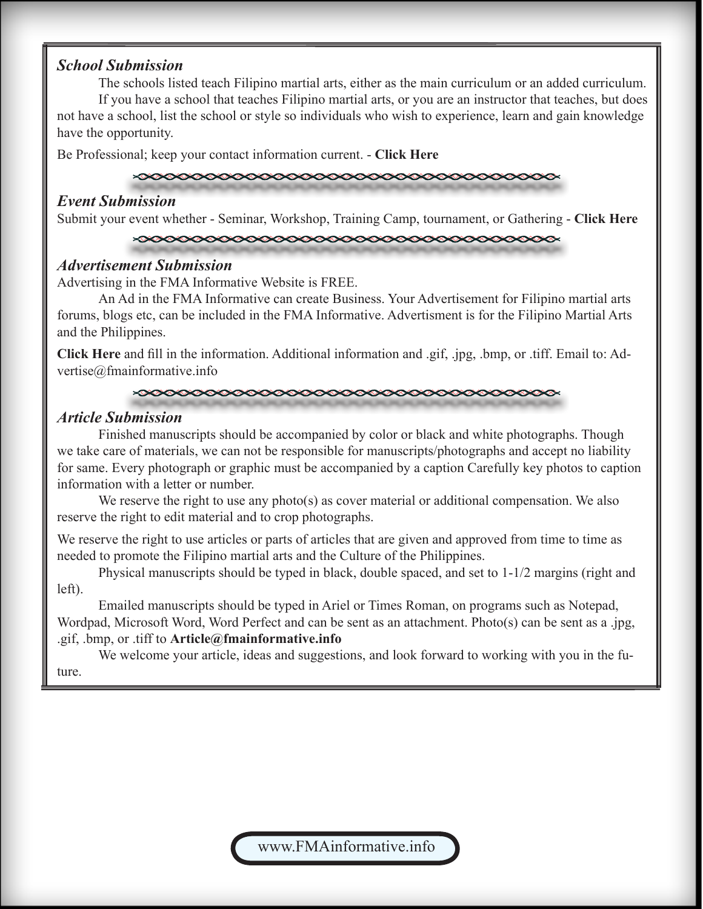### *School Submission*

The schools listed teach Filipino martial arts, either as the main curriculum or an added curriculum.

If you have a school that teaches Filipino martial arts, or you are an instructor that teaches, but does not have a school, list the school or style so individuals who wish to experience, learn and gain knowledge have the opportunity.

Be Professional; keep your contact information current. - **Click Here**

### *Event Submission*

Submit your event whether - Seminar, Workshop, Training Camp, tournament, or Gathering - **Click Here**

### *Advertisement Submission*

Advertising in the FMA Informative Website is FREE.

An Ad in the FMA Informative can create Business. Your Advertisement for Filipino martial arts forums, blogs etc, can be included in the FMA Informative. Advertisment is for the Filipino Martial Arts and the Philippines.

**Click Here** and fill in the information. Additional information and .gif, .jpg, .bmp, or .tiff. Email to: Advertise@fmainformative.info

### *Article Submission*

Finished manuscripts should be accompanied by color or black and white photographs. Though we take care of materials, we can not be responsible for manuscripts/photographs and accept no liability for same. Every photograph or graphic must be accompanied by a caption Carefully key photos to caption information with a letter or number.

We reserve the right to use any photo(s) as cover material or additional compensation. We also reserve the right to edit material and to crop photographs.

We reserve the right to use articles or parts of articles that are given and approved from time to time as needed to promote the Filipino martial arts and the Culture of the Philippines.

Physical manuscripts should be typed in black, double spaced, and set to 1-1/2 margins (right and left).

Emailed manuscripts should be typed in Ariel or Times Roman, on programs such as Notepad, Wordpad, Microsoft Word, Word Perfect and can be sent as an attachment. Photo(s) can be sent as a .jpg, .gif, .bmp, or .tiff to **Article@fmainformative.info**

We welcome your article, ideas and suggestions, and look forward to working with you in the future.

www.FMAinformative.info